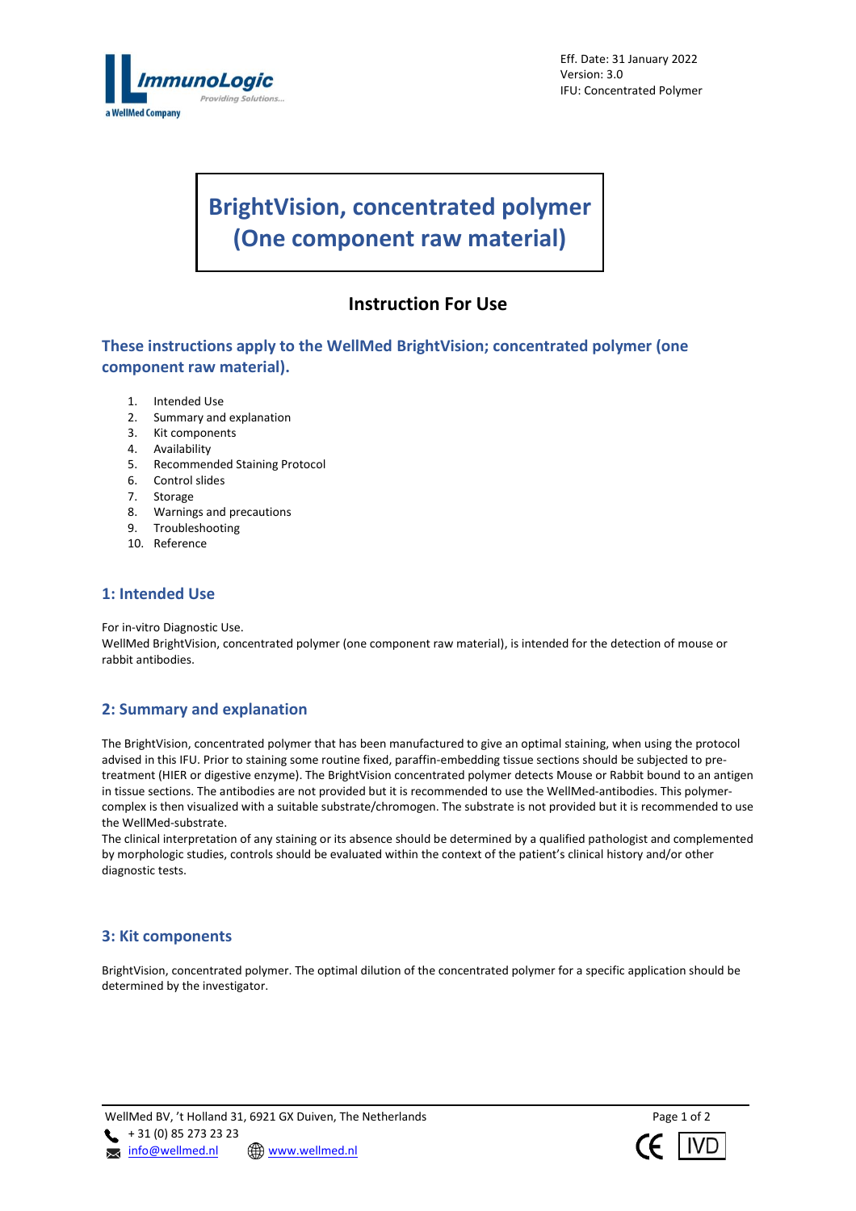Eff. Date: 31 January 2022
Version: 3.0
IFU: Concentrated Polymer

# BrightVision, concentrated polymer (One component raw material)

## Instruction For Use

### These instructions apply to the WellMed BrightVision; concentrated polymer (one component raw material).

1. Intended Use
2. Summary and explanation
3. Kit components
4. Availability
5. Recommended Staining Protocol
6. Control slides
7. Storage
8. Warnings and precautions
9. Troubleshooting
10. Reference

## 1: Intended Use

For in-vitro Diagnostic Use.
WellMed BrightVision, concentrated polymer (one component raw material), is intended for the detection of mouse or rabbit antibodies.

## 2: Summary and explanation

The BrightVision, concentrated polymer that has been manufactured to give an optimal staining, when using the protocol advised in this IFU. Prior to staining some routine fixed, paraffin-embedding tissue sections should be subjected to pre-treatment (HIER or digestive enzyme). The BrightVision concentrated polymer detects Mouse or Rabbit bound to an antigen in tissue sections. The antibodies are not provided but it is recommended to use the WellMed-antibodies. This polymer-complex is then visualized with a suitable substrate/chromogen. The substrate is not provided but it is recommended to use the WellMed-substrate.
The clinical interpretation of any staining or its absence should be determined by a qualified pathologist and complemented by morphologic studies, controls should be evaluated within the context of the patient's clinical history and/or other diagnostic tests.

## 3: Kit components

BrightVision, concentrated polymer. The optimal dilution of the concentrated polymer for a specific application should be determined by the investigator.

WellMed BV, 't Holland 31, 6921 GX Duiven, The Netherlands
+ 31 (0) 85 273 23 23
info@wellmed.nl www.wellmed.nl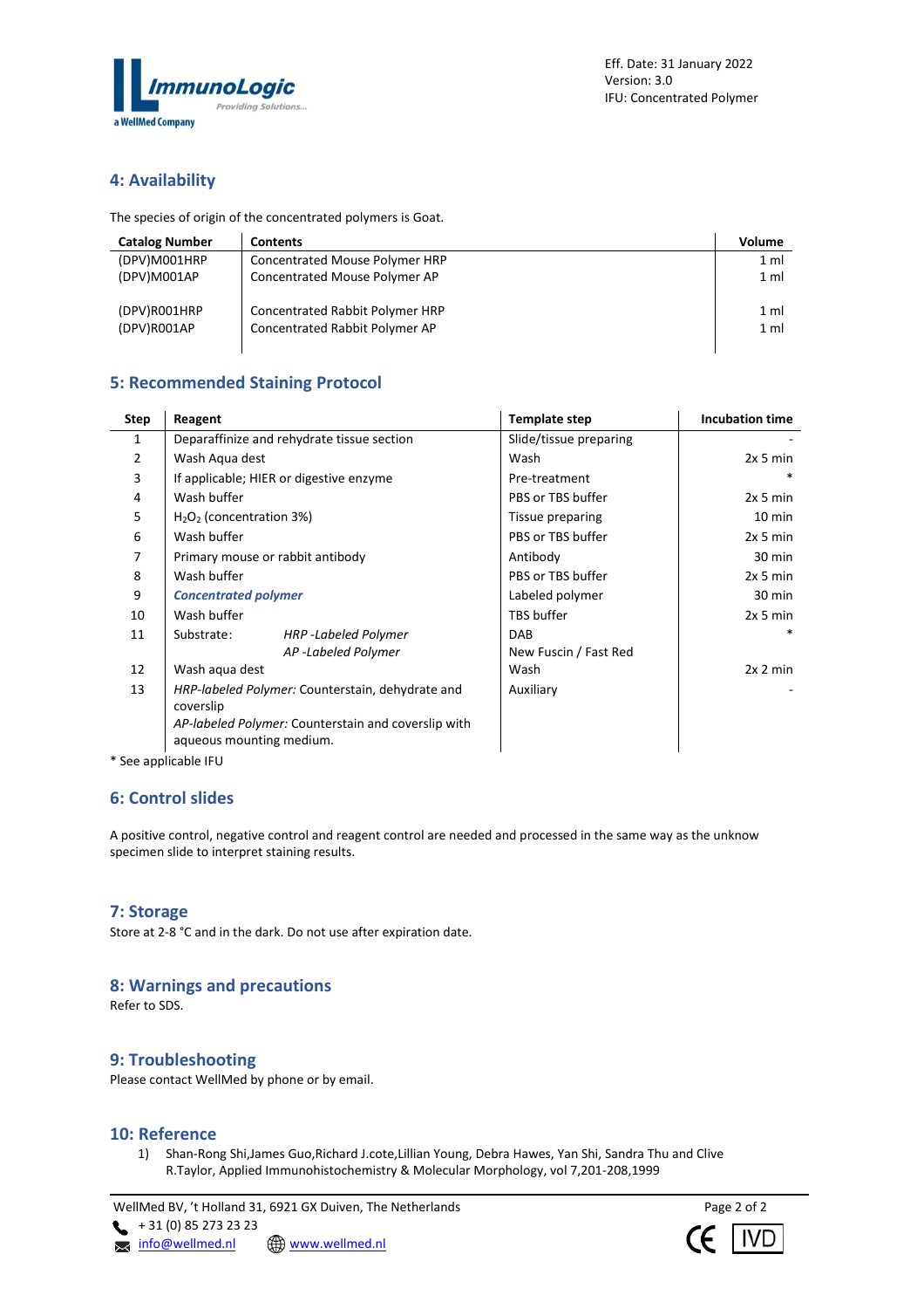## 4: Availability

The species of origin of the concentrated polymers is Goat.

| Catalog Number | Contents | Volume |
|---|---|---|
| (DPV)M001HRP | Concentrated Mouse Polymer HRP | 1 ml |
| (DPV)M001AP | Concentrated Mouse Polymer AP | 1 ml |
| (DPV)R001HRP | Concentrated Rabbit Polymer HRP | 1 ml |
| (DPV)R001AP | Concentrated Rabbit Polymer AP | 1 ml |

## 5: Recommended Staining Protocol

| Step | Reagent | Template step | Incubation time |
|---|---|---|---|
| 1 | Deparaffinize and rehydrate tissue section | Slide/tissue preparing | - |
| 2 | Wash Aqua dest | Wash | 2x 5 min |
| 3 | If applicable; HIER or digestive enzyme | Pre-treatment | * |
| 4 | Wash buffer | PBS or TBS buffer | 2x 5 min |
| 5 | $H_2O_2$ (concentration 3%) | Tissue preparing | 10 min |
| 6 | Wash buffer | PBS or TBS buffer | 2x 5 min |
| 7 | Primary mouse or rabbit antibody | Antibody | 30 min |
| 8 | Wash buffer | PBS or TBS buffer | 2x 5 min |
| 9 | ***Concentrated polymer*** | Labeled polymer | 30 min |
| 10 | Wash buffer | TBS buffer | 2x 5 min |
| 11 | Substrate: *HRP -Labeled Polymer* / *AP -Labeled Polymer* | DAB / New Fuscin / Fast Red | * |
| 12 | Wash aqua dest | Wash | 2x 2 min |
| 13 | *HRP-labeled Polymer:* Counterstain, dehydrate and coverslip. *AP-labeled Polymer:* Counterstain and coverslip with aqueous mounting medium. | Auxiliary | - |

\* See applicable IFU

## 6: Control slides

A positive control, negative control and reagent control are needed and processed in the same way as the unknow specimen slide to interpret staining results.

## 7: Storage

Store at 2-8 °C and in the dark. Do not use after expiration date.

## 8: Warnings and precautions

Refer to SDS.

## 9: Troubleshooting

Please contact WellMed by phone or by email.

## 10: Reference

1) Shan-Rong Shi,James Guo,Richard J.cote,Lillian Young, Debra Hawes, Yan Shi, Sandra Thu and Clive R.Taylor, Applied Immunohistochemistry & Molecular Morphology, vol 7,201-208,1999